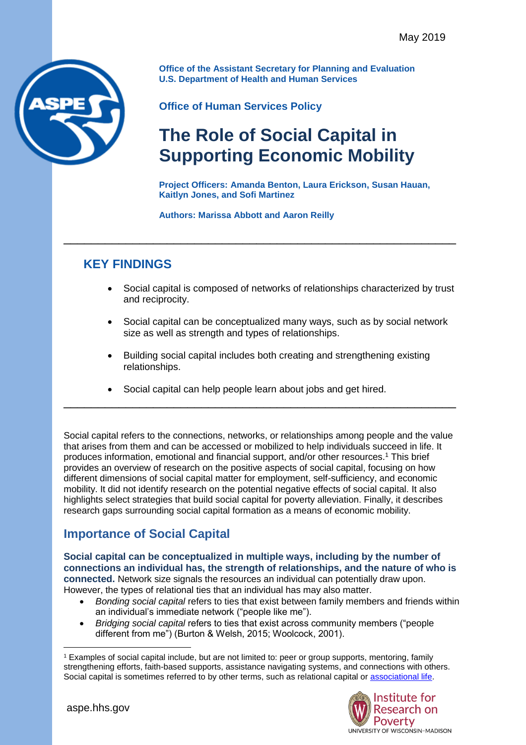May 2019

**Office of the Assistant Secretary for Planning and Evaluation**
**U.S. Department of Health and Human Services**

**Office of Human Services Policy**

# The Role of Social Capital in Supporting Economic Mobility

**Project Officers: Amanda Benton, Laura Erickson, Susan Hauan, Kaitlyn Jones, and Sofi Martinez**

**Authors: Marissa Abbott and Aaron Reilly**

---

## KEY FINDINGS

- Social capital is composed of networks of relationships characterized by trust and reciprocity.
- Social capital can be conceptualized many ways, such as by social network size as well as strength and types of relationships.
- Building social capital includes both creating and strengthening existing relationships.
- Social capital can help people learn about jobs and get hired.

---

Social capital refers to the connections, networks, or relationships among people and the value that arises from them and can be accessed or mobilized to help individuals succeed in life. It produces information, emotional and financial support, and/or other resources.[1] This brief provides an overview of research on the positive aspects of social capital, focusing on how different dimensions of social capital matter for employment, self-sufficiency, and economic mobility. It did not identify research on the potential negative effects of social capital. It also highlights select strategies that build social capital for poverty alleviation. Finally, it describes research gaps surrounding social capital formation as a means of economic mobility.

## Importance of Social Capital

**Social capital can be conceptualized in multiple ways, including by the number of connections an individual has, the strength of relationships, and the nature of who is connected.** Network size signals the resources an individual can potentially draw upon. However, the types of relational ties that an individual has may also matter.

- *Bonding social capital* refers to ties that exist between family members and friends within an individual's immediate network ("people like me").
- *Bridging social capital* refers to ties that exist across community members ("people different from me") (Burton & Welsh, 2015; Woolcock, 2001).

[1] Examples of social capital include, but are not limited to: peer or group supports, mentoring, family strengthening efforts, faith-based supports, assistance navigating systems, and connections with others. Social capital is sometimes referred to by other terms, such as relational capital or associational life.

aspe.hhs.gov

Institute for Research on Poverty
UNIVERSITY OF WISCONSIN–MADISON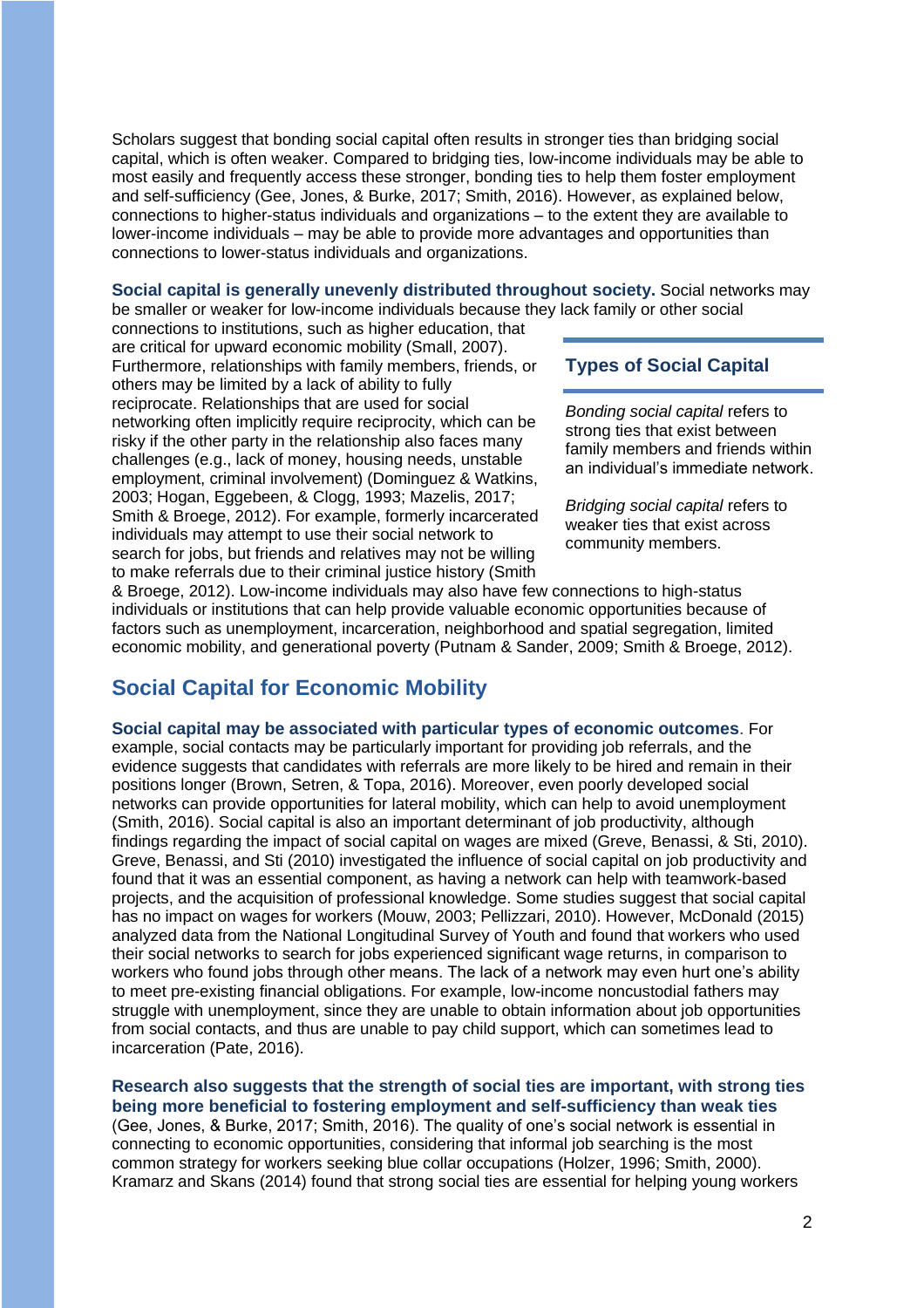Scholars suggest that bonding social capital often results in stronger ties than bridging social capital, which is often weaker. Compared to bridging ties, low-income individuals may be able to most easily and frequently access these stronger, bonding ties to help them foster employment and self-sufficiency (Gee, Jones, & Burke, 2017; Smith, 2016). However, as explained below, connections to higher-status individuals and organizations – to the extent they are available to lower-income individuals – may be able to provide more advantages and opportunities than connections to lower-status individuals and organizations.

**Social capital is generally unevenly distributed throughout society.** Social networks may be smaller or weaker for low-income individuals because they lack family or other social connections to institutions, such as higher education, that are critical for upward economic mobility (Small, 2007). Furthermore, relationships with family members, friends, or others may be limited by a lack of ability to fully reciprocate. Relationships that are used for social networking often implicitly require reciprocity, which can be risky if the other party in the relationship also faces many challenges (e.g., lack of money, housing needs, unstable employment, criminal involvement) (Dominguez & Watkins, 2003; Hogan, Eggebeen, & Clogg, 1993; Mazelis, 2017; Smith & Broege, 2012). For example, formerly incarcerated individuals may attempt to use their social network to search for jobs, but friends and relatives may not be willing to make referrals due to their criminal justice history (Smith & Broege, 2012). Low-income individuals may also have few connections to high-status individuals or institutions that can help provide valuable economic opportunities because of factors such as unemployment, incarceration, neighborhood and spatial segregation, limited economic mobility, and generational poverty (Putnam & Sander, 2009; Smith & Broege, 2012).

### Types of Social Capital

*Bonding social capital* refers to strong ties that exist between family members and friends within an individual's immediate network.

*Bridging social capital* refers to weaker ties that exist across community members.

## Social Capital for Economic Mobility

**Social capital may be associated with particular types of economic outcomes**. For example, social contacts may be particularly important for providing job referrals, and the evidence suggests that candidates with referrals are more likely to be hired and remain in their positions longer (Brown, Setren, & Topa, 2016). Moreover, even poorly developed social networks can provide opportunities for lateral mobility, which can help to avoid unemployment (Smith, 2016). Social capital is also an important determinant of job productivity, although findings regarding the impact of social capital on wages are mixed (Greve, Benassi, & Sti, 2010). Greve, Benassi, and Sti (2010) investigated the influence of social capital on job productivity and found that it was an essential component, as having a network can help with teamwork-based projects, and the acquisition of professional knowledge. Some studies suggest that social capital has no impact on wages for workers (Mouw, 2003; Pellizzari, 2010). However, McDonald (2015) analyzed data from the National Longitudinal Survey of Youth and found that workers who used their social networks to search for jobs experienced significant wage returns, in comparison to workers who found jobs through other means. The lack of a network may even hurt one's ability to meet pre-existing financial obligations. For example, low-income noncustodial fathers may struggle with unemployment, since they are unable to obtain information about job opportunities from social contacts, and thus are unable to pay child support, which can sometimes lead to incarceration (Pate, 2016).

**Research also suggests that the strength of social ties are important, with strong ties being more beneficial to fostering employment and self-sufficiency than weak ties** (Gee, Jones, & Burke, 2017; Smith, 2016). The quality of one's social network is essential in connecting to economic opportunities, considering that informal job searching is the most common strategy for workers seeking blue collar occupations (Holzer, 1996; Smith, 2000). Kramarz and Skans (2014) found that strong social ties are essential for helping young workers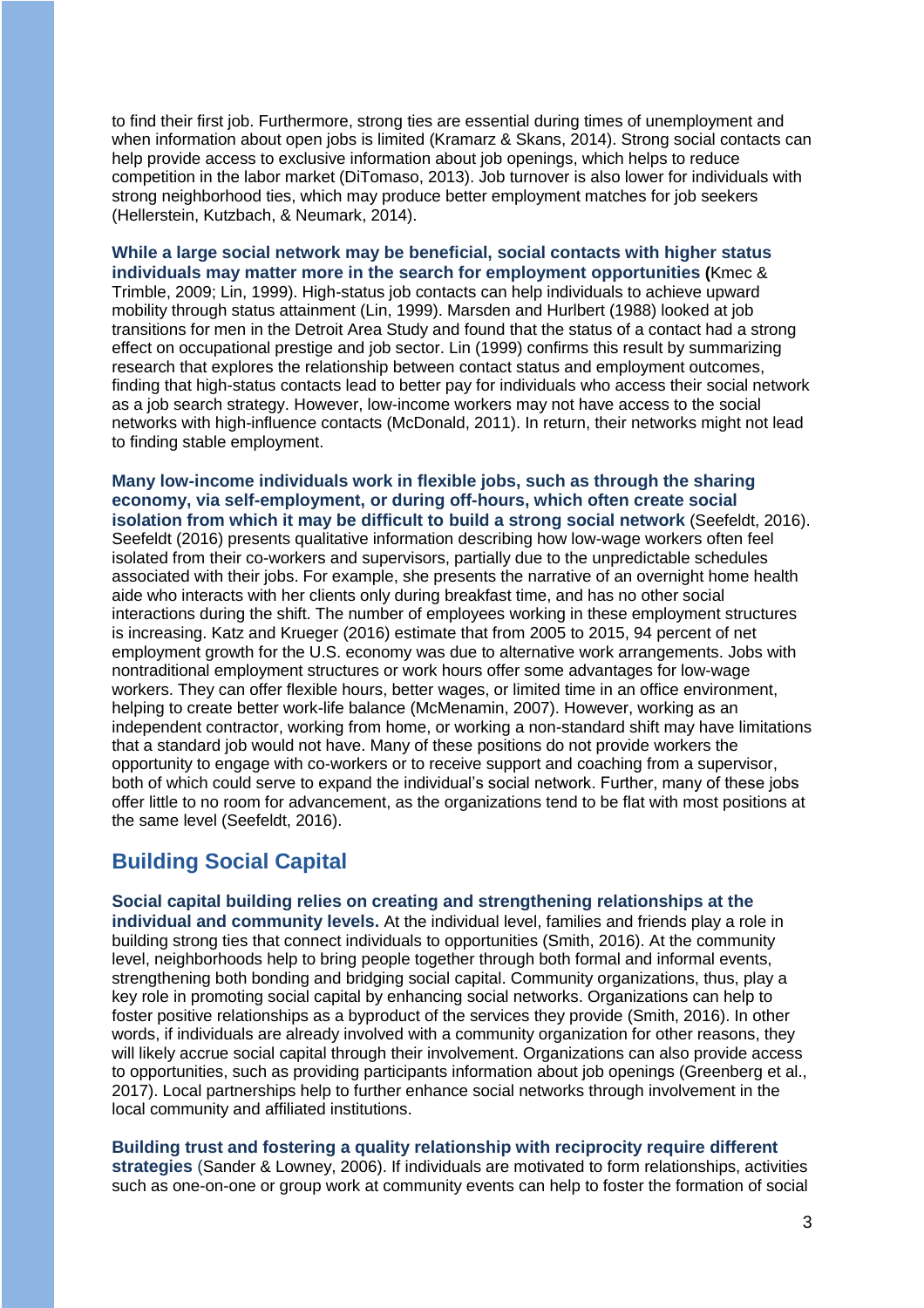to find their first job. Furthermore, strong ties are essential during times of unemployment and when information about open jobs is limited (Kramarz & Skans, 2014). Strong social contacts can help provide access to exclusive information about job openings, which helps to reduce competition in the labor market (DiTomaso, 2013). Job turnover is also lower for individuals with strong neighborhood ties, which may produce better employment matches for job seekers (Hellerstein, Kutzbach, & Neumark, 2014).

**While a large social network may be beneficial, social contacts with higher status individuals may matter more in the search for employment opportunities (**Kmec & Trimble, 2009; Lin, 1999). High-status job contacts can help individuals to achieve upward mobility through status attainment (Lin, 1999). Marsden and Hurlbert (1988) looked at job transitions for men in the Detroit Area Study and found that the status of a contact had a strong effect on occupational prestige and job sector. Lin (1999) confirms this result by summarizing research that explores the relationship between contact status and employment outcomes, finding that high-status contacts lead to better pay for individuals who access their social network as a job search strategy. However, low-income workers may not have access to the social networks with high-influence contacts (McDonald, 2011). In return, their networks might not lead to finding stable employment.

**Many low-income individuals work in flexible jobs, such as through the sharing economy, via self-employment, or during off-hours, which often create social isolation from which it may be difficult to build a strong social network** (Seefeldt, 2016). Seefeldt (2016) presents qualitative information describing how low-wage workers often feel isolated from their co-workers and supervisors, partially due to the unpredictable schedules associated with their jobs. For example, she presents the narrative of an overnight home health aide who interacts with her clients only during breakfast time, and has no other social interactions during the shift. The number of employees working in these employment structures is increasing. Katz and Krueger (2016) estimate that from 2005 to 2015, 94 percent of net employment growth for the U.S. economy was due to alternative work arrangements. Jobs with nontraditional employment structures or work hours offer some advantages for low-wage workers. They can offer flexible hours, better wages, or limited time in an office environment, helping to create better work-life balance (McMenamin, 2007). However, working as an independent contractor, working from home, or working a non-standard shift may have limitations that a standard job would not have. Many of these positions do not provide workers the opportunity to engage with co-workers or to receive support and coaching from a supervisor, both of which could serve to expand the individual's social network. Further, many of these jobs offer little to no room for advancement, as the organizations tend to be flat with most positions at the same level (Seefeldt, 2016).

## Building Social Capital

**Social capital building relies on creating and strengthening relationships at the individual and community levels.** At the individual level, families and friends play a role in building strong ties that connect individuals to opportunities (Smith, 2016). At the community level, neighborhoods help to bring people together through both formal and informal events, strengthening both bonding and bridging social capital. Community organizations, thus, play a key role in promoting social capital by enhancing social networks. Organizations can help to foster positive relationships as a byproduct of the services they provide (Smith, 2016). In other words, if individuals are already involved with a community organization for other reasons, they will likely accrue social capital through their involvement. Organizations can also provide access to opportunities, such as providing participants information about job openings (Greenberg et al., 2017). Local partnerships help to further enhance social networks through involvement in the local community and affiliated institutions.

**Building trust and fostering a quality relationship with reciprocity require different strategies** (Sander & Lowney, 2006). If individuals are motivated to form relationships, activities such as one-on-one or group work at community events can help to foster the formation of social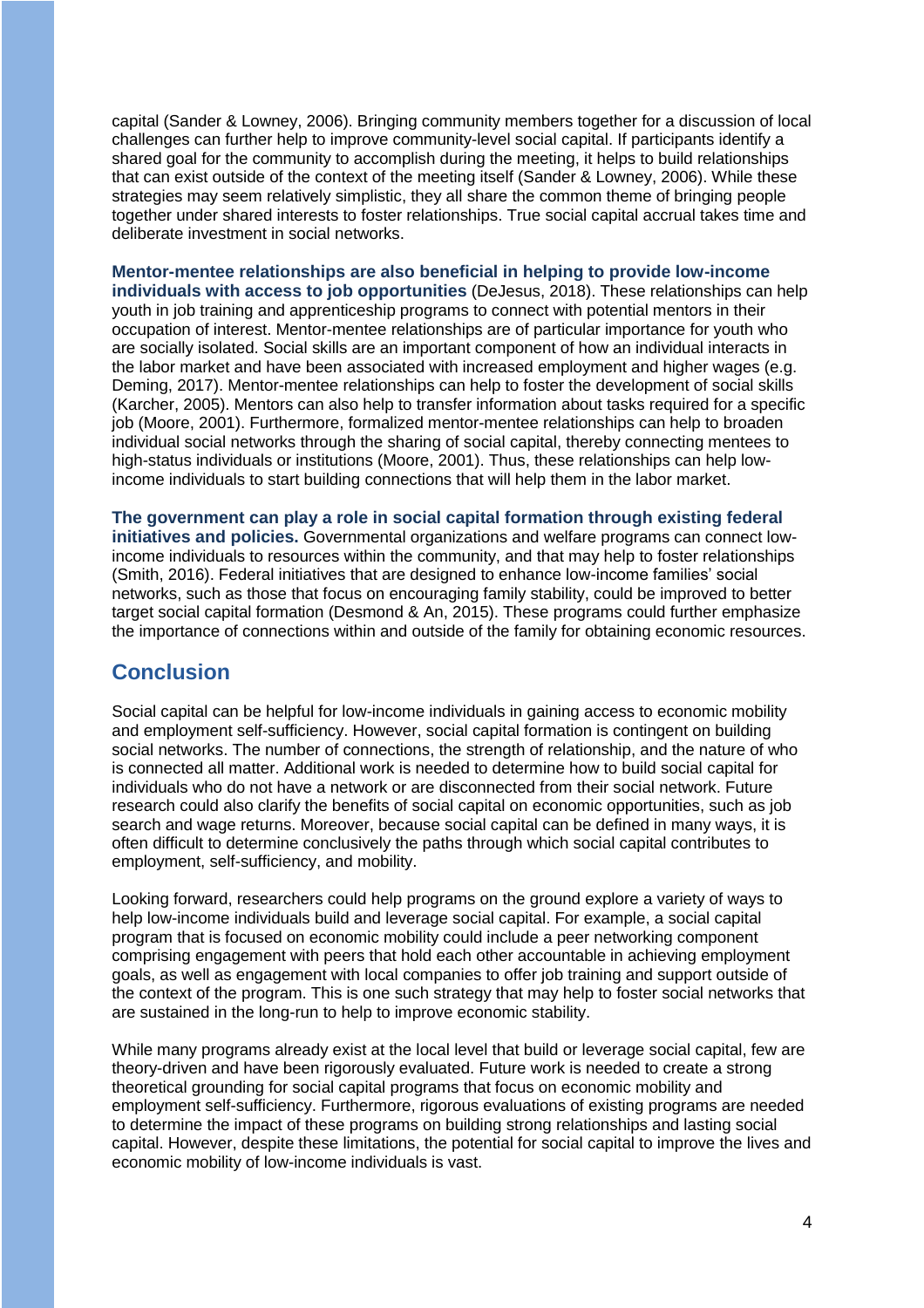capital (Sander & Lowney, 2006). Bringing community members together for a discussion of local challenges can further help to improve community-level social capital. If participants identify a shared goal for the community to accomplish during the meeting, it helps to build relationships that can exist outside of the context of the meeting itself (Sander & Lowney, 2006). While these strategies may seem relatively simplistic, they all share the common theme of bringing people together under shared interests to foster relationships. True social capital accrual takes time and deliberate investment in social networks.

**Mentor-mentee relationships are also beneficial in helping to provide low-income individuals with access to job opportunities** (DeJesus, 2018). These relationships can help youth in job training and apprenticeship programs to connect with potential mentors in their occupation of interest. Mentor-mentee relationships are of particular importance for youth who are socially isolated. Social skills are an important component of how an individual interacts in the labor market and have been associated with increased employment and higher wages (e.g. Deming, 2017). Mentor-mentee relationships can help to foster the development of social skills (Karcher, 2005). Mentors can also help to transfer information about tasks required for a specific job (Moore, 2001). Furthermore, formalized mentor-mentee relationships can help to broaden individual social networks through the sharing of social capital, thereby connecting mentees to high-status individuals or institutions (Moore, 2001). Thus, these relationships can help low-income individuals to start building connections that will help them in the labor market.

**The government can play a role in social capital formation through existing federal initiatives and policies.** Governmental organizations and welfare programs can connect low-income individuals to resources within the community, and that may help to foster relationships (Smith, 2016). Federal initiatives that are designed to enhance low-income families' social networks, such as those that focus on encouraging family stability, could be improved to better target social capital formation (Desmond & An, 2015). These programs could further emphasize the importance of connections within and outside of the family for obtaining economic resources.

## Conclusion

Social capital can be helpful for low-income individuals in gaining access to economic mobility and employment self-sufficiency. However, social capital formation is contingent on building social networks. The number of connections, the strength of relationship, and the nature of who is connected all matter. Additional work is needed to determine how to build social capital for individuals who do not have a network or are disconnected from their social network. Future research could also clarify the benefits of social capital on economic opportunities, such as job search and wage returns. Moreover, because social capital can be defined in many ways, it is often difficult to determine conclusively the paths through which social capital contributes to employment, self-sufficiency, and mobility.

Looking forward, researchers could help programs on the ground explore a variety of ways to help low-income individuals build and leverage social capital. For example, a social capital program that is focused on economic mobility could include a peer networking component comprising engagement with peers that hold each other accountable in achieving employment goals, as well as engagement with local companies to offer job training and support outside of the context of the program. This is one such strategy that may help to foster social networks that are sustained in the long-run to help to improve economic stability.

While many programs already exist at the local level that build or leverage social capital, few are theory-driven and have been rigorously evaluated. Future work is needed to create a strong theoretical grounding for social capital programs that focus on economic mobility and employment self-sufficiency. Furthermore, rigorous evaluations of existing programs are needed to determine the impact of these programs on building strong relationships and lasting social capital. However, despite these limitations, the potential for social capital to improve the lives and economic mobility of low-income individuals is vast.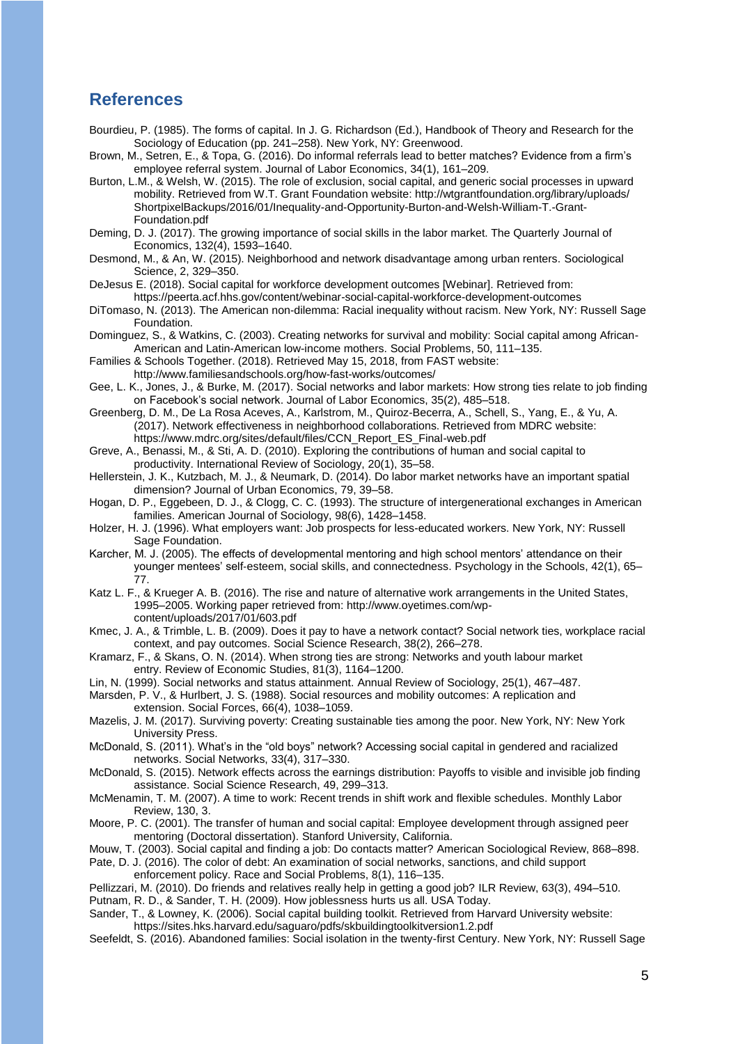## References

Bourdieu, P. (1985). The forms of capital. In J. G. Richardson (Ed.), Handbook of Theory and Research for the Sociology of Education (pp. 241–258). New York, NY: Greenwood.

Brown, M., Setren, E., & Topa, G. (2016). Do informal referrals lead to better matches? Evidence from a firm's employee referral system. Journal of Labor Economics, 34(1), 161–209.

Burton, L.M., & Welsh, W. (2015). The role of exclusion, social capital, and generic social processes in upward mobility. Retrieved from W.T. Grant Foundation website: http://wtgrantfoundation.org/library/uploads/ShortpixelBackups/2016/01/Inequality-and-Opportunity-Burton-and-Welsh-William-T.-Grant-Foundation.pdf

Deming, D. J. (2017). The growing importance of social skills in the labor market. The Quarterly Journal of Economics, 132(4), 1593–1640.

Desmond, M., & An, W. (2015). Neighborhood and network disadvantage among urban renters. Sociological Science, 2, 329–350.

DeJesus E. (2018). Social capital for workforce development outcomes [Webinar]. Retrieved from: https://peerta.acf.hhs.gov/content/webinar-social-capital-workforce-development-outcomes

DiTomaso, N. (2013). The American non-dilemma: Racial inequality without racism. New York, NY: Russell Sage Foundation.

Dominguez, S., & Watkins, C. (2003). Creating networks for survival and mobility: Social capital among African-American and Latin-American low-income mothers. Social Problems, 50, 111–135.

Families & Schools Together. (2018). Retrieved May 15, 2018, from FAST website: http://www.familiesandschools.org/how-fast-works/outcomes/

Gee, L. K., Jones, J., & Burke, M. (2017). Social networks and labor markets: How strong ties relate to job finding on Facebook's social network. Journal of Labor Economics, 35(2), 485–518.

Greenberg, D. M., De La Rosa Aceves, A., Karlstrom, M., Quiroz-Becerra, A., Schell, S., Yang, E., & Yu, A. (2017). Network effectiveness in neighborhood collaborations. Retrieved from MDRC website: https://www.mdrc.org/sites/default/files/CCN_Report_ES_Final-web.pdf

Greve, A., Benassi, M., & Sti, A. D. (2010). Exploring the contributions of human and social capital to productivity. International Review of Sociology, 20(1), 35–58.

Hellerstein, J. K., Kutzbach, M. J., & Neumark, D. (2014). Do labor market networks have an important spatial dimension? Journal of Urban Economics, 79, 39–58.

Hogan, D. P., Eggebeen, D. J., & Clogg, C. C. (1993). The structure of intergenerational exchanges in American families. American Journal of Sociology, 98(6), 1428–1458.

Holzer, H. J. (1996). What employers want: Job prospects for less-educated workers. New York, NY: Russell Sage Foundation.

Karcher, M. J. (2005). The effects of developmental mentoring and high school mentors' attendance on their younger mentees' self-esteem, social skills, and connectedness. Psychology in the Schools, 42(1), 65–77.

Katz L. F., & Krueger A. B. (2016). The rise and nature of alternative work arrangements in the United States, 1995–2005. Working paper retrieved from: http://www.oyetimes.com/wp-content/uploads/2017/01/603.pdf

Kmec, J. A., & Trimble, L. B. (2009). Does it pay to have a network contact? Social network ties, workplace racial context, and pay outcomes. Social Science Research, 38(2), 266–278.

Kramarz, F., & Skans, O. N. (2014). When strong ties are strong: Networks and youth labour market entry. Review of Economic Studies, 81(3), 1164–1200.

Lin, N. (1999). Social networks and status attainment. Annual Review of Sociology, 25(1), 467–487.

Marsden, P. V., & Hurlbert, J. S. (1988). Social resources and mobility outcomes: A replication and extension. Social Forces, 66(4), 1038–1059.

Mazelis, J. M. (2017). Surviving poverty: Creating sustainable ties among the poor. New York, NY: New York University Press.

McDonald, S. (2011). What's in the "old boys" network? Accessing social capital in gendered and racialized networks. Social Networks, 33(4), 317–330.

McDonald, S. (2015). Network effects across the earnings distribution: Payoffs to visible and invisible job finding assistance. Social Science Research, 49, 299–313.

McMenamin, T. M. (2007). A time to work: Recent trends in shift work and flexible schedules. Monthly Labor Review, 130, 3.

Moore, P. C. (2001). The transfer of human and social capital: Employee development through assigned peer mentoring (Doctoral dissertation). Stanford University, California.

Mouw, T. (2003). Social capital and finding a job: Do contacts matter? American Sociological Review, 868–898.

Pate, D. J. (2016). The color of debt: An examination of social networks, sanctions, and child support enforcement policy. Race and Social Problems, 8(1), 116–135.

Pellizzari, M. (2010). Do friends and relatives really help in getting a good job? ILR Review, 63(3), 494–510.

Putnam, R. D., & Sander, T. H. (2009). How joblessness hurts us all. USA Today.

Sander, T., & Lowney, K. (2006). Social capital building toolkit. Retrieved from Harvard University website: https://sites.hks.harvard.edu/saguaro/pdfs/skbuildingtoolkitversion1.2.pdf

Seefeldt, S. (2016). Abandoned families: Social isolation in the twenty-first Century. New York, NY: Russell Sage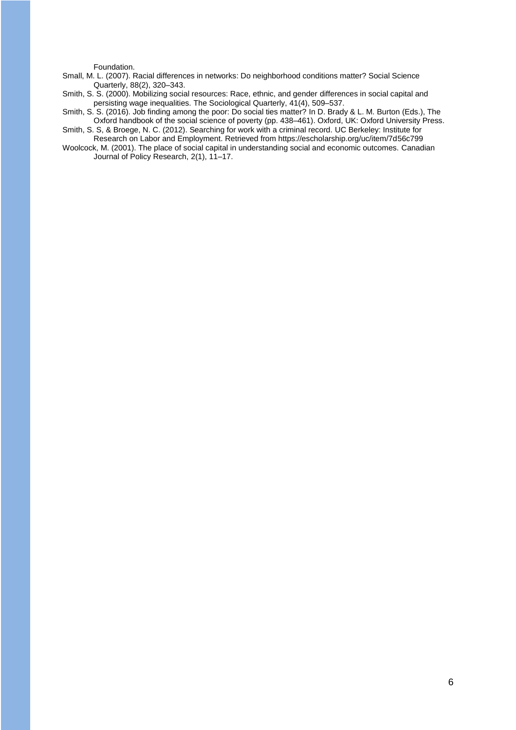Foundation.

Small, M. L. (2007). Racial differences in networks: Do neighborhood conditions matter? Social Science Quarterly, 88(2), 320–343.

Smith, S. S. (2000). Mobilizing social resources: Race, ethnic, and gender differences in social capital and persisting wage inequalities. The Sociological Quarterly, 41(4), 509–537.

Smith, S. S. (2016). Job finding among the poor: Do social ties matter? In D. Brady & L. M. Burton (Eds.), The Oxford handbook of the social science of poverty (pp. 438–461). Oxford, UK: Oxford University Press.

Smith, S. S, & Broege, N. C. (2012). Searching for work with a criminal record. UC Berkeley: Institute for Research on Labor and Employment. Retrieved from https://escholarship.org/uc/item/7d56c799

Woolcock, M. (2001). The place of social capital in understanding social and economic outcomes. Canadian Journal of Policy Research, 2(1), 11–17.